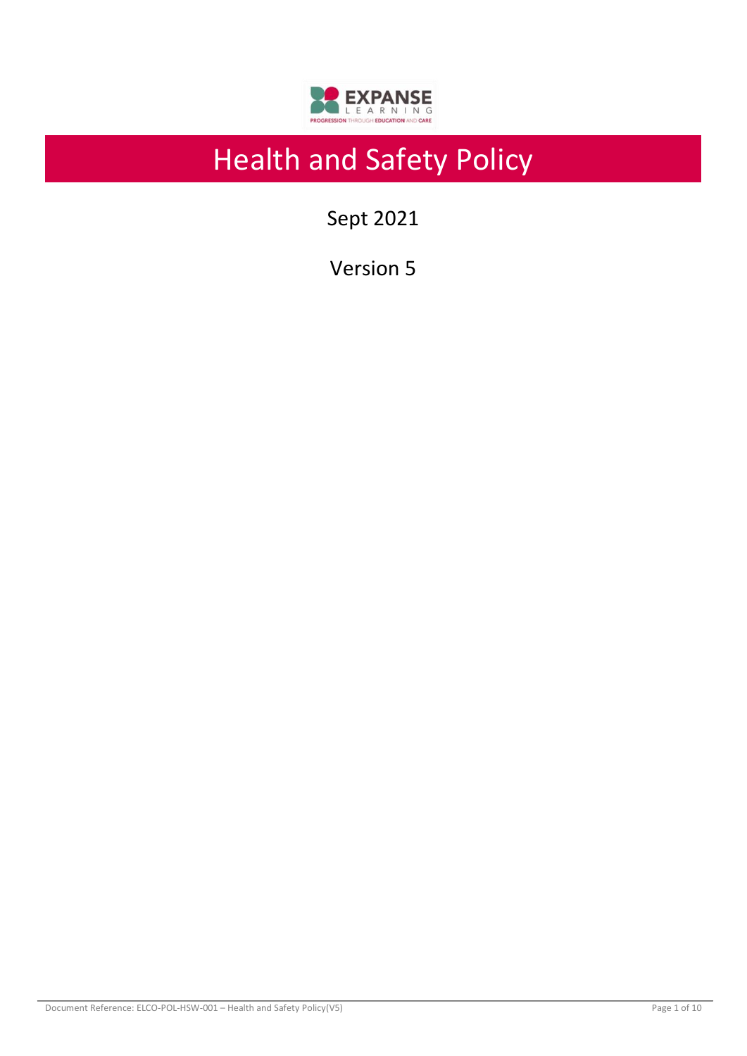# Health and Safety Policy

Sept 2021

Version 5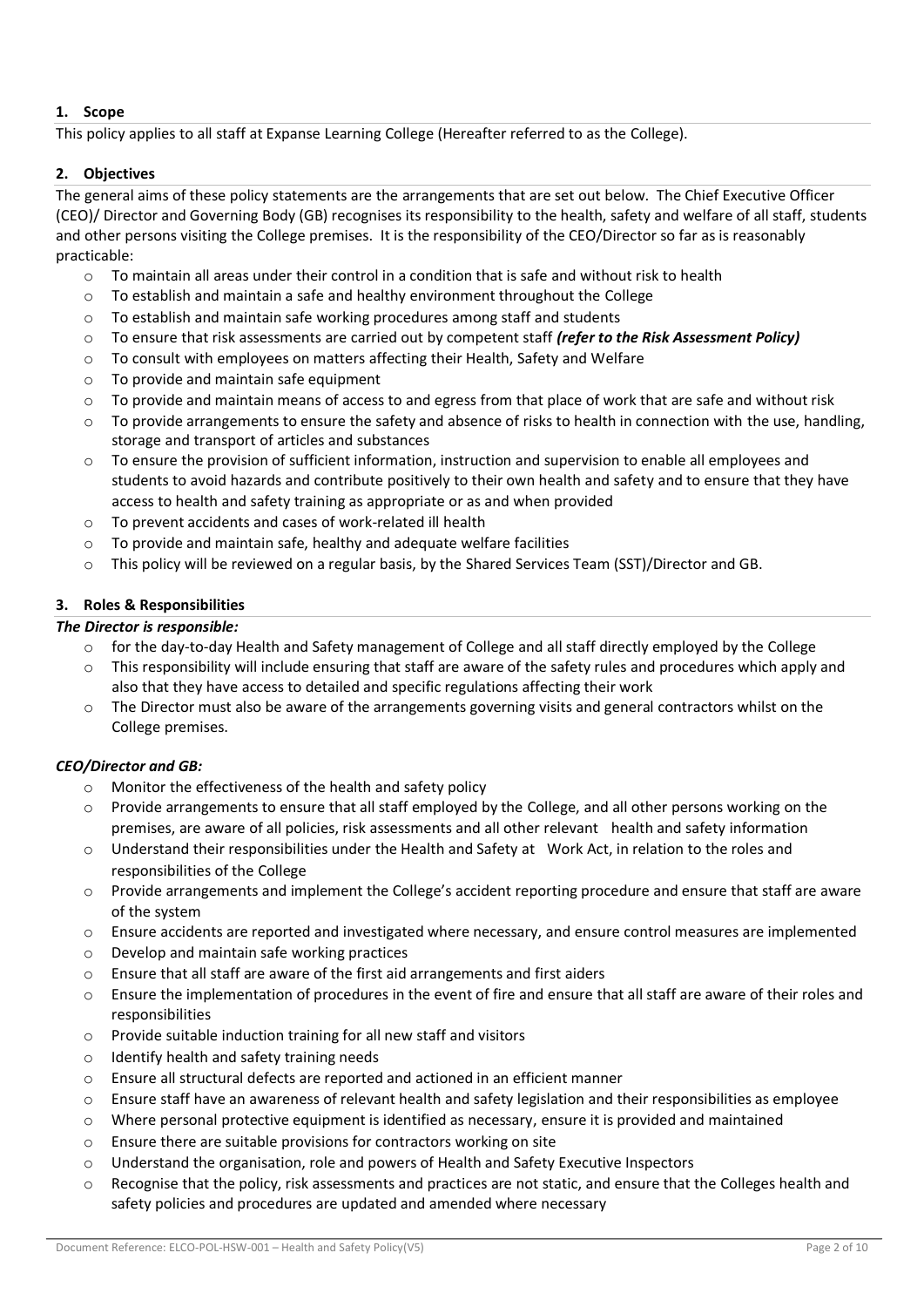## 1. Scope

This policy applies to all staff at Expanse Learning College (Hereafter referred to as the College).

## 2. Objectives

The general aims of these policy statements are the arrangements that are set out below. The Chief Executive Officer (CEO)/ Director and Governing Body (GB) recognises its responsibility to the health, safety and welfare of all staff, students and other persons visiting the College premises. It is the responsibility of the CEO/Director so far as is reasonably practicable:

- To maintain all areas under their control in a condition that is safe and without risk to health
- To establish and maintain a safe and healthy environment throughout the College
- To establish and maintain safe working procedures among staff and students
- To ensure that risk assessments are carried out by competent staff ***(refer to the Risk Assessment Policy)***
- To consult with employees on matters affecting their Health, Safety and Welfare
- To provide and maintain safe equipment
- To provide and maintain means of access to and egress from that place of work that are safe and without risk
- To provide arrangements to ensure the safety and absence of risks to health in connection with the use, handling, storage and transport of articles and substances
- To ensure the provision of sufficient information, instruction and supervision to enable all employees and students to avoid hazards and contribute positively to their own health and safety and to ensure that they have access to health and safety training as appropriate or as and when provided
- To prevent accidents and cases of work-related ill health
- To provide and maintain safe, healthy and adequate welfare facilities
- This policy will be reviewed on a regular basis, by the Shared Services Team (SST)/Director and GB.

## 3. Roles & Responsibilities

***The Director is responsible:***

- for the day-to-day Health and Safety management of College and all staff directly employed by the College
- This responsibility will include ensuring that staff are aware of the safety rules and procedures which apply and also that they have access to detailed and specific regulations affecting their work
- The Director must also be aware of the arrangements governing visits and general contractors whilst on the College premises.

***CEO/Director and GB:***

- Monitor the effectiveness of the health and safety policy
- Provide arrangements to ensure that all staff employed by the College, and all other persons working on the premises, are aware of all policies, risk assessments and all other relevant health and safety information
- Understand their responsibilities under the Health and Safety at Work Act, in relation to the roles and responsibilities of the College
- Provide arrangements and implement the College's accident reporting procedure and ensure that staff are aware of the system
- Ensure accidents are reported and investigated where necessary, and ensure control measures are implemented
- Develop and maintain safe working practices
- Ensure that all staff are aware of the first aid arrangements and first aiders
- Ensure the implementation of procedures in the event of fire and ensure that all staff are aware of their roles and responsibilities
- Provide suitable induction training for all new staff and visitors
- Identify health and safety training needs
- Ensure all structural defects are reported and actioned in an efficient manner
- Ensure staff have an awareness of relevant health and safety legislation and their responsibilities as employee
- Where personal protective equipment is identified as necessary, ensure it is provided and maintained
- Ensure there are suitable provisions for contractors working on site
- Understand the organisation, role and powers of Health and Safety Executive Inspectors
- Recognise that the policy, risk assessments and practices are not static, and ensure that the Colleges health and safety policies and procedures are updated and amended where necessary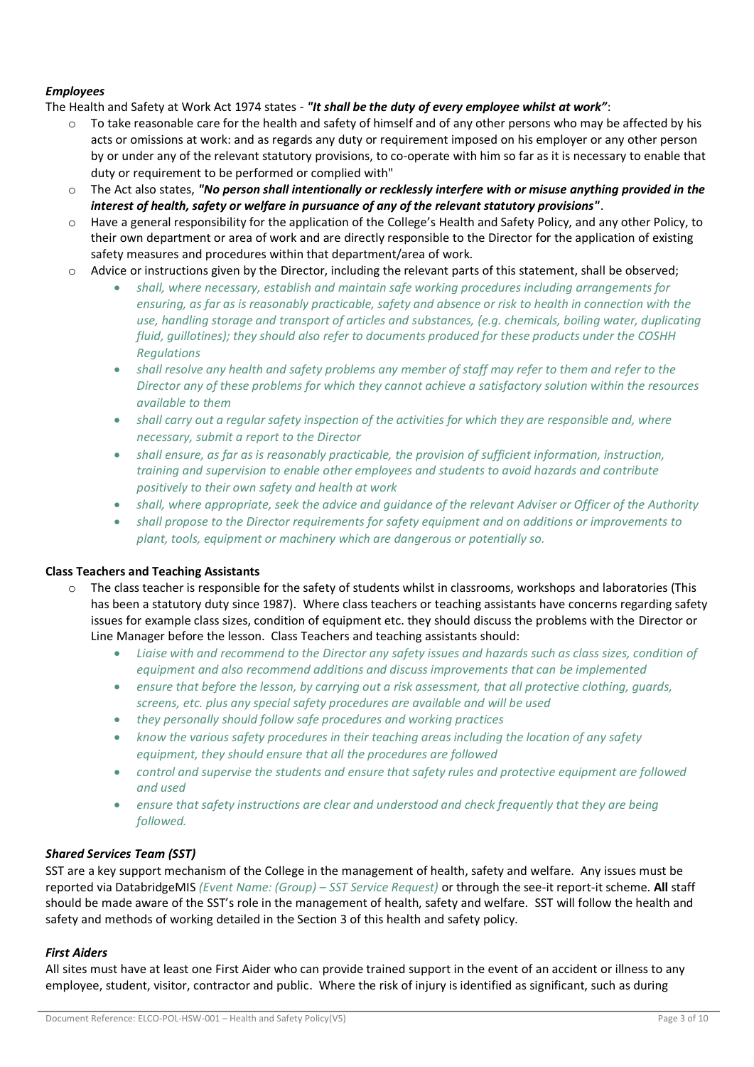### *Employees*

The Health and Safety at Work Act 1974 states - ***"It shall be the duty of every employee whilst at work"***:

- To take reasonable care for the health and safety of himself and of any other persons who may be affected by his acts or omissions at work: and as regards any duty or requirement imposed on his employer or any other person by or under any of the relevant statutory provisions, to co-operate with him so far as it is necessary to enable that duty or requirement to be performed or complied with"
- The Act also states, ***"No person shall intentionally or recklessly interfere with or misuse anything provided in the interest of health, safety or welfare in pursuance of any of the relevant statutory provisions"***.
- Have a general responsibility for the application of the College's Health and Safety Policy, and any other Policy, to their own department or area of work and are directly responsible to the Director for the application of existing safety measures and procedures within that department/area of work.
- Advice or instructions given by the Director, including the relevant parts of this statement, shall be observed;
    - *shall, where necessary, establish and maintain safe working procedures including arrangements for ensuring, as far as is reasonably practicable, safety and absence or risk to health in connection with the use, handling storage and transport of articles and substances, (e.g. chemicals, boiling water, duplicating fluid, guillotines); they should also refer to documents produced for these products under the COSHH Regulations*
    - *shall resolve any health and safety problems any member of staff may refer to them and refer to the Director any of these problems for which they cannot achieve a satisfactory solution within the resources available to them*
    - *shall carry out a regular safety inspection of the activities for which they are responsible and, where necessary, submit a report to the Director*
    - *shall ensure, as far as is reasonably practicable, the provision of sufficient information, instruction, training and supervision to enable other employees and students to avoid hazards and contribute positively to their own safety and health at work*
    - *shall, where appropriate, seek the advice and guidance of the relevant Adviser or Officer of the Authority*
    - *shall propose to the Director requirements for safety equipment and on additions or improvements to plant, tools, equipment or machinery which are dangerous or potentially so.*

### Class Teachers and Teaching Assistants

- The class teacher is responsible for the safety of students whilst in classrooms, workshops and laboratories (This has been a statutory duty since 1987). Where class teachers or teaching assistants have concerns regarding safety issues for example class sizes, condition of equipment etc. they should discuss the problems with the Director or Line Manager before the lesson. Class Teachers and teaching assistants should:
    - *Liaise with and recommend to the Director any safety issues and hazards such as class sizes, condition of equipment and also recommend additions and discuss improvements that can be implemented*
    - *ensure that before the lesson, by carrying out a risk assessment, that all protective clothing, guards, screens, etc. plus any special safety procedures are available and will be used*
    - *they personally should follow safe procedures and working practices*
    - *know the various safety procedures in their teaching areas including the location of any safety equipment, they should ensure that all the procedures are followed*
    - *control and supervise the students and ensure that safety rules and protective equipment are followed and used*
    - *ensure that safety instructions are clear and understood and check frequently that they are being followed.*

### *Shared Services Team (SST)*

SST are a key support mechanism of the College in the management of health, safety and welfare. Any issues must be reported via DatabridgeMIS *(Event Name: (Group) – SST Service Request)* or through the see-it report-it scheme. **All** staff should be made aware of the SST's role in the management of health, safety and welfare. SST will follow the health and safety and methods of working detailed in the Section 3 of this health and safety policy.

### *First Aiders*

All sites must have at least one First Aider who can provide trained support in the event of an accident or illness to any employee, student, visitor, contractor and public. Where the risk of injury is identified as significant, such as during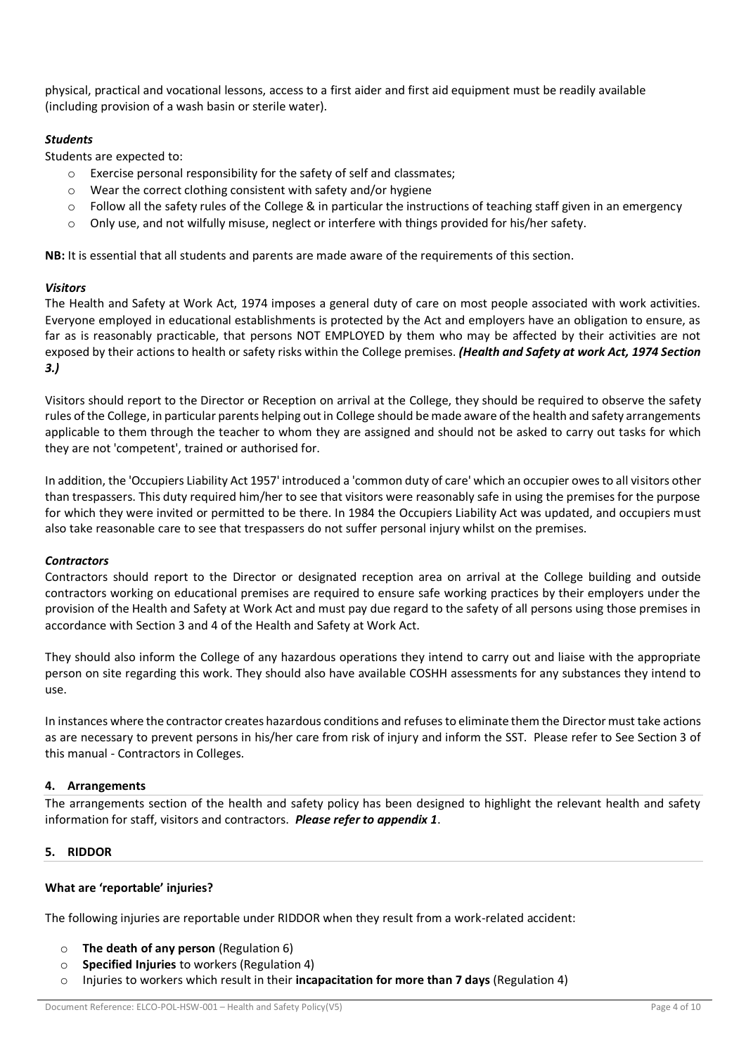physical, practical and vocational lessons, access to a first aider and first aid equipment must be readily available (including provision of a wash basin or sterile water).

***Students***

Students are expected to:

- Exercise personal responsibility for the safety of self and classmates;
- Wear the correct clothing consistent with safety and/or hygiene
- Follow all the safety rules of the College & in particular the instructions of teaching staff given in an emergency
- Only use, and not wilfully misuse, neglect or interfere with things provided for his/her safety.

**NB:** It is essential that all students and parents are made aware of the requirements of this section.

***Visitors***

The Health and Safety at Work Act, 1974 imposes a general duty of care on most people associated with work activities. Everyone employed in educational establishments is protected by the Act and employers have an obligation to ensure, as far as is reasonably practicable, that persons NOT EMPLOYED by them who may be affected by their activities are not exposed by their actions to health or safety risks within the College premises. ***(Health and Safety at work Act, 1974 Section 3.)***

Visitors should report to the Director or Reception on arrival at the College, they should be required to observe the safety rules of the College, in particular parents helping out in College should be made aware of the health and safety arrangements applicable to them through the teacher to whom they are assigned and should not be asked to carry out tasks for which they are not 'competent', trained or authorised for.

In addition, the 'Occupiers Liability Act 1957' introduced a 'common duty of care' which an occupier owes to all visitors other than trespassers. This duty required him/her to see that visitors were reasonably safe in using the premises for the purpose for which they were invited or permitted to be there. In 1984 the Occupiers Liability Act was updated, and occupiers must also take reasonable care to see that trespassers do not suffer personal injury whilst on the premises.

***Contractors***

Contractors should report to the Director or designated reception area on arrival at the College building and outside contractors working on educational premises are required to ensure safe working practices by their employers under the provision of the Health and Safety at Work Act and must pay due regard to the safety of all persons using those premises in accordance with Section 3 and 4 of the Health and Safety at Work Act.

They should also inform the College of any hazardous operations they intend to carry out and liaise with the appropriate person on site regarding this work. They should also have available COSHH assessments for any substances they intend to use.

In instances where the contractor creates hazardous conditions and refuses to eliminate them the Director must take actions as are necessary to prevent persons in his/her care from risk of injury and inform the SST. Please refer to See Section 3 of this manual - Contractors in Colleges.

## 4. Arrangements

The arrangements section of the health and safety policy has been designed to highlight the relevant health and safety information for staff, visitors and contractors. ***Please refer to appendix 1***.

## 5. RIDDOR

**What are 'reportable' injuries?**

The following injuries are reportable under RIDDOR when they result from a work-related accident:

- **The death of any person** (Regulation 6)
- **Specified Injuries** to workers (Regulation 4)
- Injuries to workers which result in their **incapacitation for more than 7 days** (Regulation 4)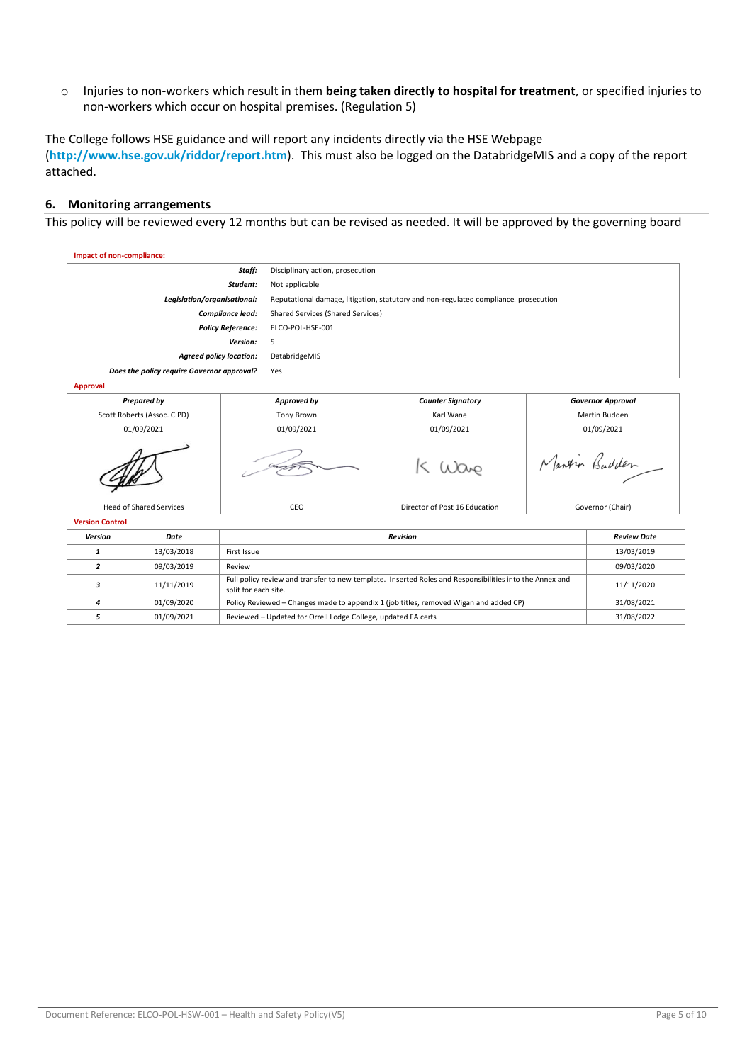- Injuries to non-workers which result in them **being taken directly to hospital for treatment**, or specified injuries to non-workers which occur on hospital premises. (Regulation 5)

The College follows HSE guidance and will report any incidents directly via the HSE Webpage (**http://www.hse.gov.uk/riddor/report.htm**). This must also be logged on the DatabridgeMIS and a copy of the report attached.

## 6. Monitoring arrangements

This policy will be reviewed every 12 months but can be revised as needed. It will be approved by the governing board

**Impact of non-compliance:**

| | |
|---|---|
| ***Staff:*** | Disciplinary action, prosecution |
| ***Student:*** | Not applicable |
| ***Legislation/organisational:*** | Reputational damage, litigation, statutory and non-regulated compliance. prosecution |
| ***Compliance lead:*** | Shared Services (Shared Services) |
| ***Policy Reference:*** | ELCO-POL-HSE-001 |
| ***Version:*** | 5 |
| ***Agreed policy location:*** | DatabridgeMIS |
| ***Does the policy require Governor approval?*** | Yes |

**Approval**

| *Prepared by* | *Approved by* | *Counter Signatory* | *Governor Approval* |
|---|---|---|---|
| Scott Roberts (Assoc. CIPD) | Tony Brown | Karl Wane | Martin Budden |
| 01/09/2021 | 01/09/2021 | 01/09/2021 | 01/09/2021 |
| | | K Wane | Martin Budden |
| Head of Shared Services | CEO | Director of Post 16 Education | Governor (Chair) |

**Version Control**

| *Version* | *Date* | *Revision* | *Review Date* |
|---|---|---|---|
| *1* | 13/03/2018 | First Issue | 13/03/2019 |
| *2* | 09/03/2019 | Review | 09/03/2020 |
| *3* | 11/11/2019 | Full policy review and transfer to new template. Inserted Roles and Responsibilities into the Annex and split for each site. | 11/11/2020 |
| *4* | 01/09/2020 | Policy Reviewed – Changes made to appendix 1 (job titles, removed Wigan and added CP) | 31/08/2021 |
| *5* | 01/09/2021 | Reviewed – Updated for Orrell Lodge College, updated FA certs | 31/08/2022 |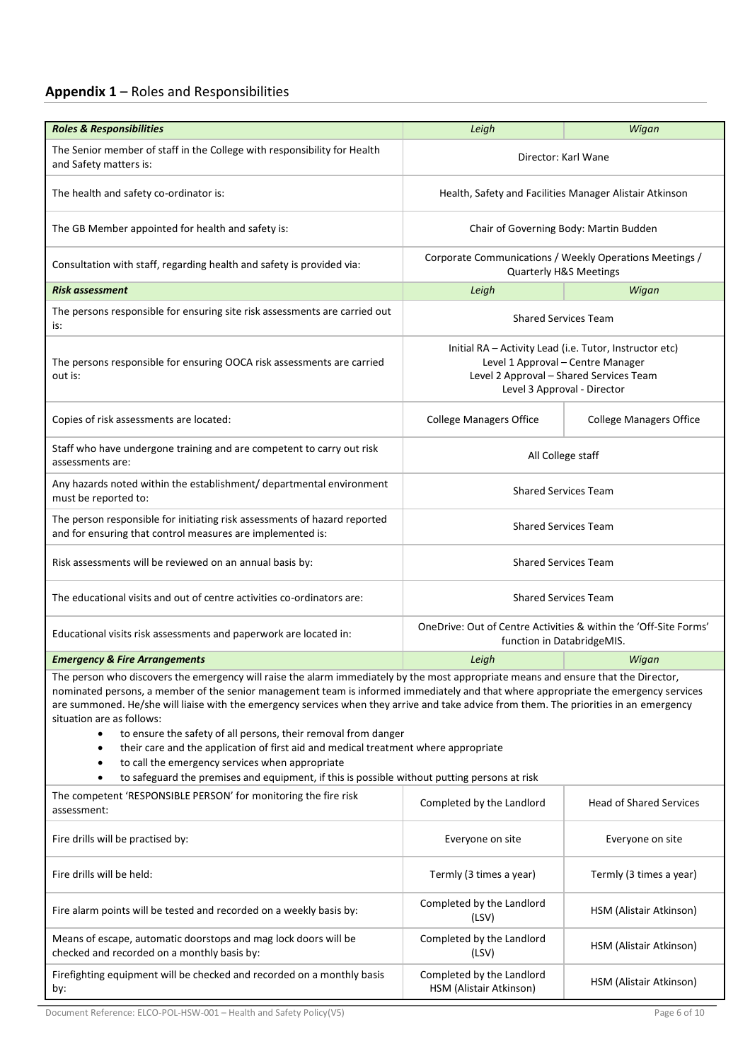## **Appendix 1** – Roles and Responsibilities

| ***Roles & Responsibilities*** | ***Leigh*** | ***Wigan*** |
|---|---|---|
| The Senior member of staff in the College with responsibility for Health and Safety matters is: | Director: Karl Wane | |
| The health and safety co-ordinator is: | Health, Safety and Facilities Manager Alistair Atkinson | |
| The GB Member appointed for health and safety is: | Chair of Governing Body: Martin Budden | |
| Consultation with staff, regarding health and safety is provided via: | Corporate Communications / Weekly Operations Meetings / Quarterly H&S Meetings | |
| ***Risk assessment*** | ***Leigh*** | ***Wigan*** |
| The persons responsible for ensuring site risk assessments are carried out is: | Shared Services Team | |
| The persons responsible for ensuring OOCA risk assessments are carried out is: | Initial RA – Activity Lead (i.e. Tutor, Instructor etc)<br>Level 1 Approval – Centre Manager<br>Level 2 Approval – Shared Services Team<br>Level 3 Approval - Director | |
| Copies of risk assessments are located: | College Managers Office | College Managers Office |
| Staff who have undergone training and are competent to carry out risk assessments are: | All College staff | |
| Any hazards noted within the establishment/ departmental environment must be reported to: | Shared Services Team | |
| The person responsible for initiating risk assessments of hazard reported and for ensuring that control measures are implemented is: | Shared Services Team | |
| Risk assessments will be reviewed on an annual basis by: | Shared Services Team | |
| The educational visits and out of centre activities co-ordinators are: | Shared Services Team | |
| Educational visits risk assessments and paperwork are located in: | OneDrive: Out of Centre Activities & within the 'Off-Site Forms' function in DatabridgeMIS. | |
| ***Emergency & Fire Arrangements*** | ***Leigh*** | ***Wigan*** |

The person who discovers the emergency will raise the alarm immediately by the most appropriate means and ensure that the Director, nominated persons, a member of the senior management team is informed immediately and that where appropriate the emergency services are summoned. He/she will liaise with the emergency services when they arrive and take advice from them. The priorities in an emergency situation are as follows:

- to ensure the safety of all persons, their removal from danger
- their care and the application of first aid and medical treatment where appropriate
- to call the emergency services when appropriate
- to safeguard the premises and equipment, if this is possible without putting persons at risk

| | ***Leigh*** | ***Wigan*** |
|---|---|---|
| The competent 'RESPONSIBLE PERSON' for monitoring the fire risk assessment: | Completed by the Landlord | Head of Shared Services |
| Fire drills will be practised by: | Everyone on site | Everyone on site |
| Fire drills will be held: | Termly (3 times a year) | Termly (3 times a year) |
| Fire alarm points will be tested and recorded on a weekly basis by: | Completed by the Landlord (LSV) | HSM (Alistair Atkinson) |
| Means of escape, automatic doorstops and mag lock doors will be checked and recorded on a monthly basis by: | Completed by the Landlord (LSV) | HSM (Alistair Atkinson) |
| Firefighting equipment will be checked and recorded on a monthly basis by: | Completed by the Landlord HSM (Alistair Atkinson) | HSM (Alistair Atkinson) |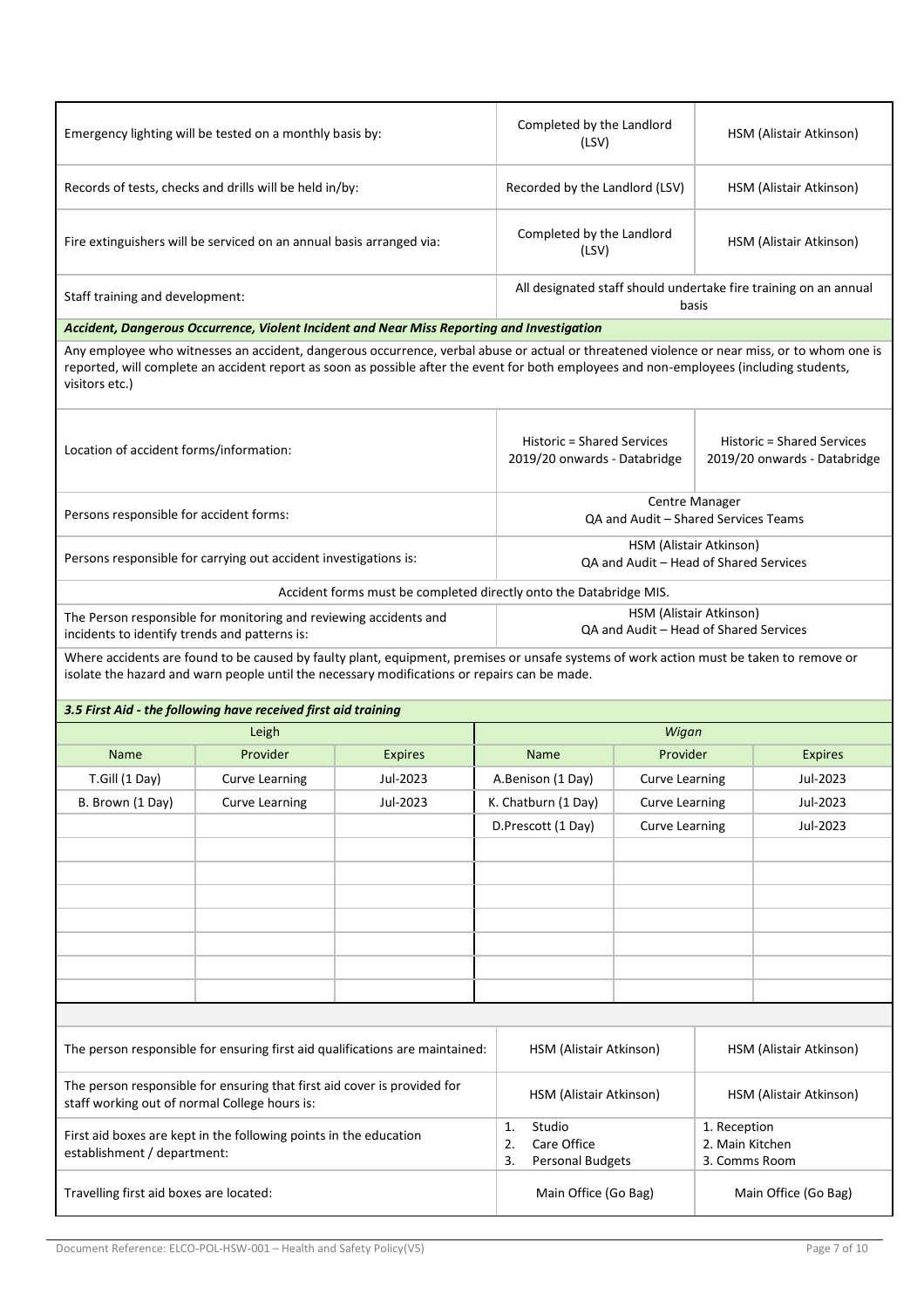| | | |
|---|---|---|
| Emergency lighting will be tested on a monthly basis by: | Completed by the Landlord (LSV) | HSM (Alistair Atkinson) |
| Records of tests, checks and drills will be held in/by: | Recorded by the Landlord (LSV) | HSM (Alistair Atkinson) |
| Fire extinguishers will be serviced on an annual basis arranged via: | Completed by the Landlord (LSV) | HSM (Alistair Atkinson) |
| Staff training and development: | All designated staff should undertake fire training on an annual basis | |

***Accident, Dangerous Occurrence, Violent Incident and Near Miss Reporting and Investigation***

Any employee who witnesses an accident, dangerous occurrence, verbal abuse or actual or threatened violence or near miss, or to whom one is reported, will complete an accident report as soon as possible after the event for both employees and non-employees (including students, visitors etc.)

| | | |
|---|---|---|
| Location of accident forms/information: | Historic = Shared Services 2019/20 onwards - Databridge | Historic = Shared Services 2019/20 onwards - Databridge |
| Persons responsible for accident forms: | Centre Manager QA and Audit – Shared Services Teams | |
| Persons responsible for carrying out accident investigations is: | HSM (Alistair Atkinson) QA and Audit – Head of Shared Services | |

Accident forms must be completed directly onto the Databridge MIS.

| | |
|---|---|
| The Person responsible for monitoring and reviewing accidents and incidents to identify trends and patterns is: | HSM (Alistair Atkinson) QA and Audit – Head of Shared Services |

Where accidents are found to be caused by faulty plant, equipment, premises or unsafe systems of work action must be taken to remove or isolate the hazard and warn people until the necessary modifications or repairs can be made.

***3.5 First Aid - the following have received first aid training***

| Leigh | | | *Wigan* | | |
|---|---|---|---|---|---|
| Name | Provider | Expires | Name | Provider | Expires |
| T.Gill (1 Day) | Curve Learning | Jul-2023 | A.Benison (1 Day) | Curve Learning | Jul-2023 |
| B. Brown (1 Day) | Curve Learning | Jul-2023 | K. Chatburn (1 Day) | Curve Learning | Jul-2023 |
| | | | D.Prescott (1 Day) | Curve Learning | Jul-2023 |

| | | |
|---|---|---|
| The person responsible for ensuring first aid qualifications are maintained: | HSM (Alistair Atkinson) | HSM (Alistair Atkinson) |
| The person responsible for ensuring that first aid cover is provided for staff working out of normal College hours is: | HSM (Alistair Atkinson) | HSM (Alistair Atkinson) |
| First aid boxes are kept in the following points in the education establishment / department: | 1. Studio<br>2. Care Office<br>3. Personal Budgets | 1. Reception<br>2. Main Kitchen<br>3. Comms Room |
| Travelling first aid boxes are located: | Main Office (Go Bag) | Main Office (Go Bag) |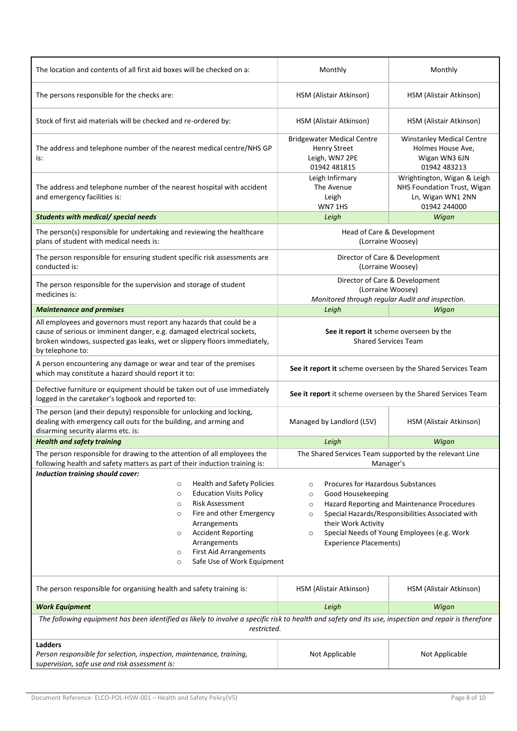| | | |
|---|---|---|
| The location and contents of all first aid boxes will be checked on a: | Monthly | Monthly |
| The persons responsible for the checks are: | HSM (Alistair Atkinson) | HSM (Alistair Atkinson) |
| Stock of first aid materials will be checked and re-ordered by: | HSM (Alistair Atkinson) | HSM (Alistair Atkinson) |
| The address and telephone number of the nearest medical centre/NHS GP is: | Bridgewater Medical Centre<br>Henry Street<br>Leigh, WN7 2PE<br>01942 481815 | Winstanley Medical Centre<br>Holmes House Ave,<br>Wigan WN3 6JN<br>01942 483213 |
| The address and telephone number of the nearest hospital with accident and emergency facilities is: | Leigh Infirmary<br>The Avenue<br>Leigh<br>WN7 1HS | Wrightington, Wigan & Leigh NHS Foundation Trust, Wigan Ln, Wigan WN1 2NN<br>01942 244000 |
| ***Students with medical/ special needs*** | *Leigh* | *Wigan* |
| The person(s) responsible for undertaking and reviewing the healthcare plans of student with medical needs is: | Head of Care & Development (Lorraine Woosey) | |
| The person responsible for ensuring student specific risk assessments are conducted is: | Director of Care & Development (Lorraine Woosey) | |
| The person responsible for the supervision and storage of student medicines is: | Director of Care & Development (Lorraine Woosey)<br>*Monitored through regular Audit and inspection.* | |
| ***Maintenance and premises*** | *Leigh* | *Wigan* |
| All employees and governors must report any hazards that could be a cause of serious or imminent danger, e.g. damaged electrical sockets, broken windows, suspected gas leaks, wet or slippery floors immediately, by telephone to: | **See it report it** scheme overseen by the Shared Services Team | |
| A person encountering any damage or wear and tear of the premises which may constitute a hazard should report it to: | **See it report it** scheme overseen by the Shared Services Team | |
| Defective furniture or equipment should be taken out of use immediately logged in the caretaker's logbook and reported to: | **See it report** it scheme overseen by the Shared Services Team | |
| The person (and their deputy) responsible for unlocking and locking, dealing with emergency call outs for the building, and arming and disarming security alarms etc. is: | Managed by Landlord (LSV) | HSM (Alistair Atkinson) |
| ***Health and safety training*** | *Leigh* | *Wigan* |
| The person responsible for drawing to the attention of all employees the following health and safety matters as part of their induction training is: | The Shared Services Team supported by the relevant Line Manager's | |

***Induction training should cover:***

- Health and Safety Policies
- Education Visits Policy
- Risk Assessment
- Fire and other Emergency Arrangements
- Accident Reporting Arrangements
- First Aid Arrangements
- Safe Use of Work Equipment
- Procures for Hazardous Substances
- Good Housekeeping
- Hazard Reporting and Maintenance Procedures
- Special Hazards/Responsibilities Associated with their Work Activity
- Special Needs of Young Employees (e.g. Work Experience Placements)

| | | |
|---|---|---|
| The person responsible for organising health and safety training is: | HSM (Alistair Atkinson) | HSM (Alistair Atkinson) |
| ***Work Equipment*** | *Leigh* | *Wigan* |

*The following equipment has been identified as likely to involve a specific risk to health and safety and its use, inspection and repair is therefore restricted.*

| | | |
|---|---|---|
| **Ladders**<br>*Person responsible for selection, inspection, maintenance, training, supervision, safe use and risk assessment is:* | Not Applicable | Not Applicable |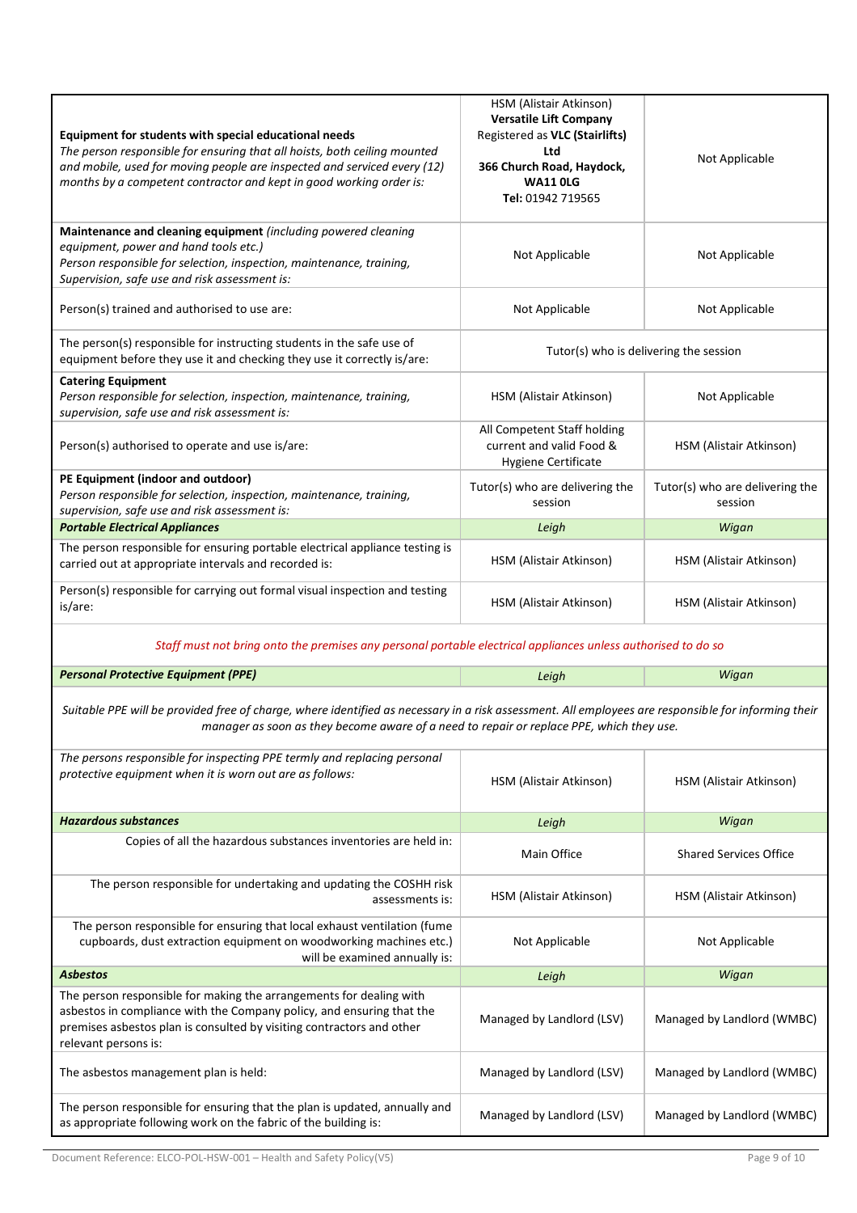| | | |
|---|---|---|
| **Equipment for students with special educational needs**<br>*The person responsible for ensuring that all hoists, both ceiling mounted and mobile, used for moving people are inspected and serviced every (12) months by a competent contractor and kept in good working order is:* | HSM (Alistair Atkinson)<br>**Versatile Lift Company**<br>Registered as **VLC (Stairlifts) Ltd**<br>**366 Church Road, Haydock, WA11 0LG**<br>**Tel:** 01942 719565 | Not Applicable |
| **Maintenance and cleaning equipment** *(including powered cleaning equipment, power and hand tools etc.)*<br>*Person responsible for selection, inspection, maintenance, training, Supervision, safe use and risk assessment is:* | Not Applicable | Not Applicable |
| Person(s) trained and authorised to use are: | Not Applicable | Not Applicable |
| The person(s) responsible for instructing students in the safe use of equipment before they use it and checking they use it correctly is/are: | Tutor(s) who is delivering the session | |
| **Catering Equipment**<br>*Person responsible for selection, inspection, maintenance, training, supervision, safe use and risk assessment is:* | HSM (Alistair Atkinson) | Not Applicable |
| Person(s) authorised to operate and use is/are: | All Competent Staff holding current and valid Food & Hygiene Certificate | HSM (Alistair Atkinson) |
| **PE Equipment (indoor and outdoor)**<br>*Person responsible for selection, inspection, maintenance, training, supervision, safe use and risk assessment is:* | Tutor(s) who are delivering the session | Tutor(s) who are delivering the session |
| ***Portable Electrical Appliances*** | *Leigh* | *Wigan* |
| The person responsible for ensuring portable electrical appliance testing is carried out at appropriate intervals and recorded is: | HSM (Alistair Atkinson) | HSM (Alistair Atkinson) |
| Person(s) responsible for carrying out formal visual inspection and testing is/are: | HSM (Alistair Atkinson) | HSM (Alistair Atkinson) |
| *Staff must not bring onto the premises any personal portable electrical appliances unless authorised to do so* | | |
| ***Personal Protective Equipment (PPE)*** | *Leigh* | *Wigan* |
| *Suitable PPE will be provided free of charge, where identified as necessary in a risk assessment. All employees are responsible for informing their manager as soon as they become aware of a need to repair or replace PPE, which they use.* | | |
| *The persons responsible for inspecting PPE termly and replacing personal protective equipment when it is worn out are as follows:* | HSM (Alistair Atkinson) | HSM (Alistair Atkinson) |
| ***Hazardous substances*** | *Leigh* | *Wigan* |
| Copies of all the hazardous substances inventories are held in: | Main Office | Shared Services Office |
| The person responsible for undertaking and updating the COSHH risk assessments is: | HSM (Alistair Atkinson) | HSM (Alistair Atkinson) |
| The person responsible for ensuring that local exhaust ventilation (fume cupboards, dust extraction equipment on woodworking machines etc.) will be examined annually is: | Not Applicable | Not Applicable |
| ***Asbestos*** | *Leigh* | *Wigan* |
| The person responsible for making the arrangements for dealing with asbestos in compliance with the Company policy, and ensuring that the premises asbestos plan is consulted by visiting contractors and other relevant persons is: | Managed by Landlord (LSV) | Managed by Landlord (WMBC) |
| The asbestos management plan is held: | Managed by Landlord (LSV) | Managed by Landlord (WMBC) |
| The person responsible for ensuring that the plan is updated, annually and as appropriate following work on the fabric of the building is: | Managed by Landlord (LSV) | Managed by Landlord (WMBC) |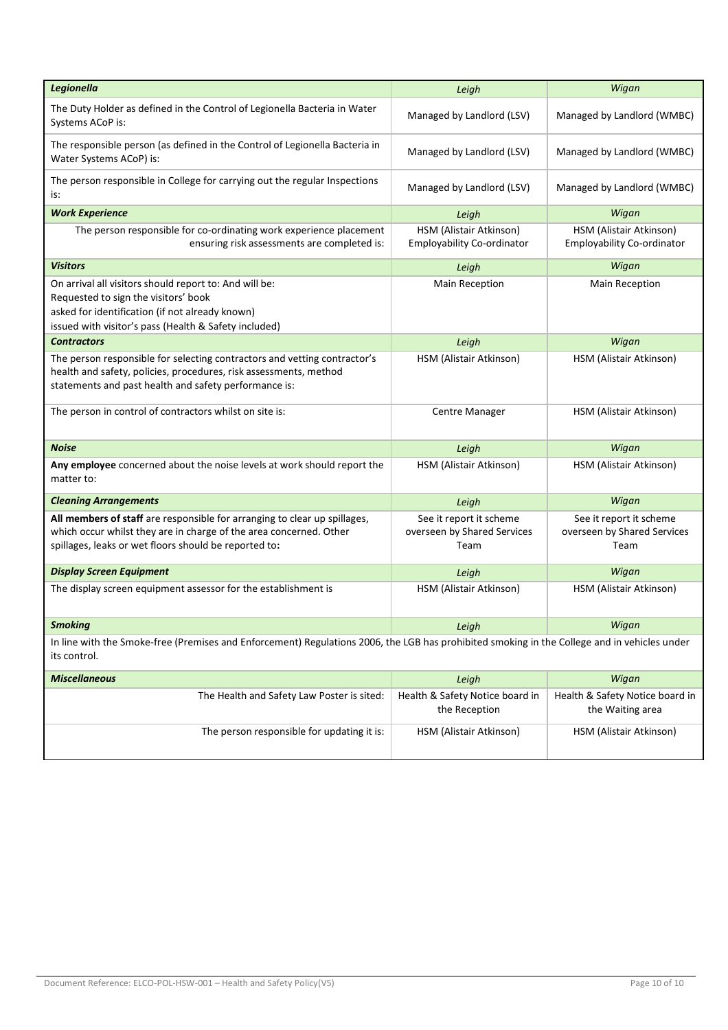| *Legionella* | *Leigh* | *Wigan* |
|---|---|---|
| The Duty Holder as defined in the Control of Legionella Bacteria in Water Systems ACoP is: | Managed by Landlord (LSV) | Managed by Landlord (WMBC) |
| The responsible person (as defined in the Control of Legionella Bacteria in Water Systems ACoP) is: | Managed by Landlord (LSV) | Managed by Landlord (WMBC) |
| The person responsible in College for carrying out the regular Inspections is: | Managed by Landlord (LSV) | Managed by Landlord (WMBC) |
| ***Work Experience*** | *Leigh* | *Wigan* |
| The person responsible for co-ordinating work experience placement ensuring risk assessments are completed is: | HSM (Alistair Atkinson) Employability Co-ordinator | HSM (Alistair Atkinson) Employability Co-ordinator |
| ***Visitors*** | *Leigh* | *Wigan* |
| On arrival all visitors should report to: And will be:<br>Requested to sign the visitors' book<br>asked for identification (if not already known)<br>issued with visitor's pass (Health & Safety included) | Main Reception | Main Reception |
| ***Contractors*** | *Leigh* | *Wigan* |
| The person responsible for selecting contractors and vetting contractor's health and safety, policies, procedures, risk assessments, method statements and past health and safety performance is: | HSM (Alistair Atkinson) | HSM (Alistair Atkinson) |
| The person in control of contractors whilst on site is: | Centre Manager | HSM (Alistair Atkinson) |
| ***Noise*** | *Leigh* | *Wigan* |
| **Any employee** concerned about the noise levels at work should report the matter to: | HSM (Alistair Atkinson) | HSM (Alistair Atkinson) |
| ***Cleaning Arrangements*** | *Leigh* | *Wigan* |
| **All members of staff** are responsible for arranging to clear up spillages, which occur whilst they are in charge of the area concerned. Other spillages, leaks or wet floors should be reported to**:** | See it report it scheme overseen by Shared Services Team | See it report it scheme overseen by Shared Services Team |
| ***Display Screen Equipment*** | *Leigh* | *Wigan* |
| The display screen equipment assessor for the establishment is | HSM (Alistair Atkinson) | HSM (Alistair Atkinson) |
| ***Smoking*** | *Leigh* | *Wigan* |
| In line with the Smoke-free (Premises and Enforcement) Regulations 2006, the LGB has prohibited smoking in the College and in vehicles under its control. | | |
| ***Miscellaneous*** | *Leigh* | *Wigan* |
| The Health and Safety Law Poster is sited: | Health & Safety Notice board in the Reception | Health & Safety Notice board in the Waiting area |
| The person responsible for updating it is: | HSM (Alistair Atkinson) | HSM (Alistair Atkinson) |